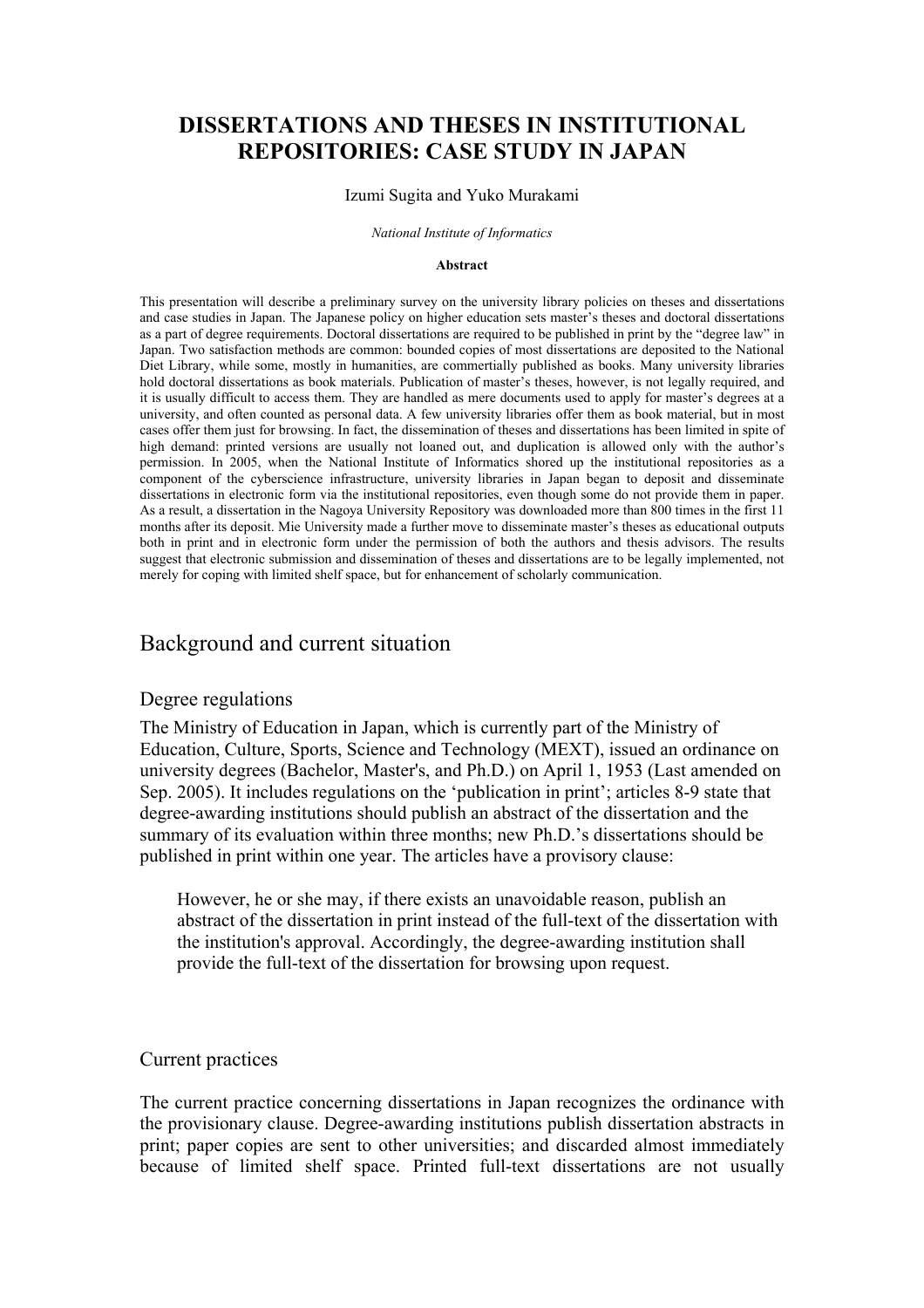# DISSERTATIONS AND THESES IN INSTITUTIONAL REPOSITORIES: CASE STUDY IN JAPAN

Izumi Sugita and Yuko Murakami

*National Institute of Informatics*

**Abstract**

This presentation will describe a preliminary survey on the university library policies on theses and dissertations and case studies in Japan. The Japanese policy on higher education sets master's theses and doctoral dissertations as a part of degree requirements. Doctoral dissertations are required to be published in print by the "degree law" in Japan. Two satisfaction methods are common: bounded copies of most dissertations are deposited to the National Diet Library, while some, mostly in humanities, are commertially published as books. Many university libraries hold doctoral dissertations as book materials. Publication of master's theses, however, is not legally required, and it is usually difficult to access them. They are handled as mere documents used to apply for master's degrees at a university, and often counted as personal data. A few university libraries offer them as book material, but in most cases offer them just for browsing. In fact, the dissemination of theses and dissertations has been limited in spite of high demand: printed versions are usually not loaned out, and duplication is allowed only with the author's permission. In 2005, when the National Institute of Informatics shored up the institutional repositories as a component of the cyberscience infrastructure, university libraries in Japan began to deposit and disseminate dissertations in electronic form via the institutional repositories, even though some do not provide them in paper. As a result, a dissertation in the Nagoya University Repository was downloaded more than 800 times in the first 11 months after its deposit. Mie University made a further move to disseminate master's theses as educational outputs both in print and in electronic form under the permission of both the authors and thesis advisors. The results suggest that electronic submission and dissemination of theses and dissertations are to be legally implemented, not merely for coping with limited shelf space, but for enhancement of scholarly communication.

## Background and current situation

### Degree regulations

The Ministry of Education in Japan, which is currently part of the Ministry of Education, Culture, Sports, Science and Technology (MEXT), issued an ordinance on university degrees (Bachelor, Master's, and Ph.D.) on April 1, 1953 (Last amended on Sep. 2005). It includes regulations on the 'publication in print'; articles 8-9 state that degree-awarding institutions should publish an abstract of the dissertation and the summary of its evaluation within three months; new Ph.D.'s dissertations should be published in print within one year. The articles have a provisory clause:

> However, he or she may, if there exists an unavoidable reason, publish an abstract of the dissertation in print instead of the full-text of the dissertation with the institution's approval. Accordingly, the degree-awarding institution shall provide the full-text of the dissertation for browsing upon request.

### Current practices

The current practice concerning dissertations in Japan recognizes the ordinance with the provisionary clause. Degree-awarding institutions publish dissertation abstracts in print; paper copies are sent to other universities; and discarded almost immediately because of limited shelf space. Printed full-text dissertations are not usually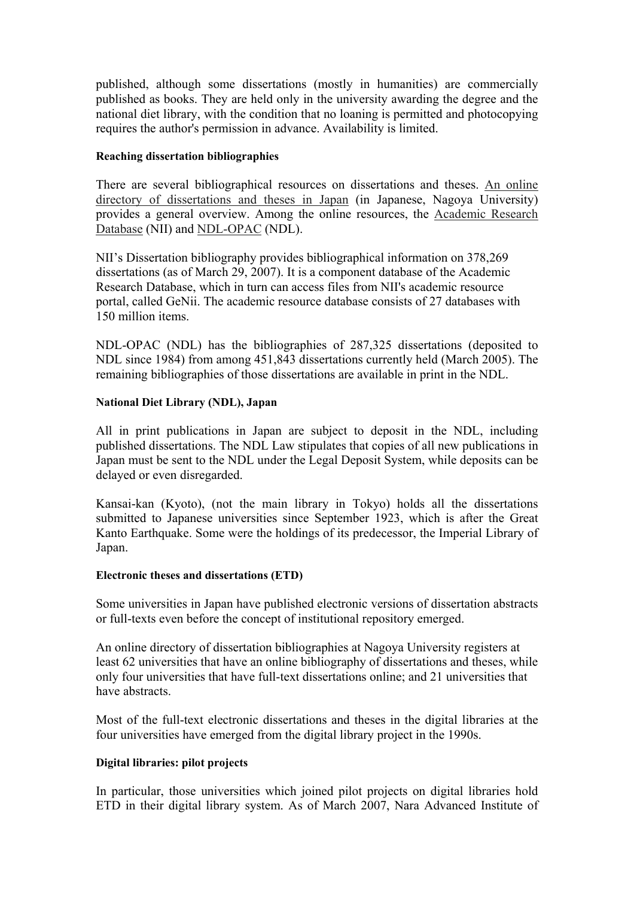published, although some dissertations (mostly in humanities) are commercially published as books. They are held only in the university awarding the degree and the national diet library, with the condition that no loaning is permitted and photocopying requires the author's permission in advance. Availability is limited.

#### Reaching dissertation bibliographies

There are several bibliographical resources on dissertations and theses. An online directory of dissertations and theses in Japan (in Japanese, Nagoya University) provides a general overview. Among the online resources, the Academic Research Database (NII) and NDL-OPAC (NDL).

NII's Dissertation bibliography provides bibliographical information on 378,269 dissertations (as of March 29, 2007). It is a component database of the Academic Research Database, which in turn can access files from NII's academic resource portal, called GeNii. The academic resource database consists of 27 databases with 150 million items.

NDL-OPAC (NDL) has the bibliographies of 287,325 dissertations (deposited to NDL since 1984) from among 451,843 dissertations currently held (March 2005). The remaining bibliographies of those dissertations are available in print in the NDL.

#### National Diet Library (NDL), Japan

All in print publications in Japan are subject to deposit in the NDL, including published dissertations. The NDL Law stipulates that copies of all new publications in Japan must be sent to the NDL under the Legal Deposit System, while deposits can be delayed or even disregarded.

Kansai-kan (Kyoto), (not the main library in Tokyo) holds all the dissertations submitted to Japanese universities since September 1923, which is after the Great Kanto Earthquake. Some were the holdings of its predecessor, the Imperial Library of Japan.

#### Electronic theses and dissertations (ETD)

Some universities in Japan have published electronic versions of dissertation abstracts or full-texts even before the concept of institutional repository emerged.

An online directory of dissertation bibliographies at Nagoya University registers at least 62 universities that have an online bibliography of dissertations and theses, while only four universities that have full-text dissertations online; and 21 universities that have abstracts.

Most of the full-text electronic dissertations and theses in the digital libraries at the four universities have emerged from the digital library project in the 1990s.

#### Digital libraries: pilot projects

In particular, those universities which joined pilot projects on digital libraries hold ETD in their digital library system. As of March 2007, Nara Advanced Institute of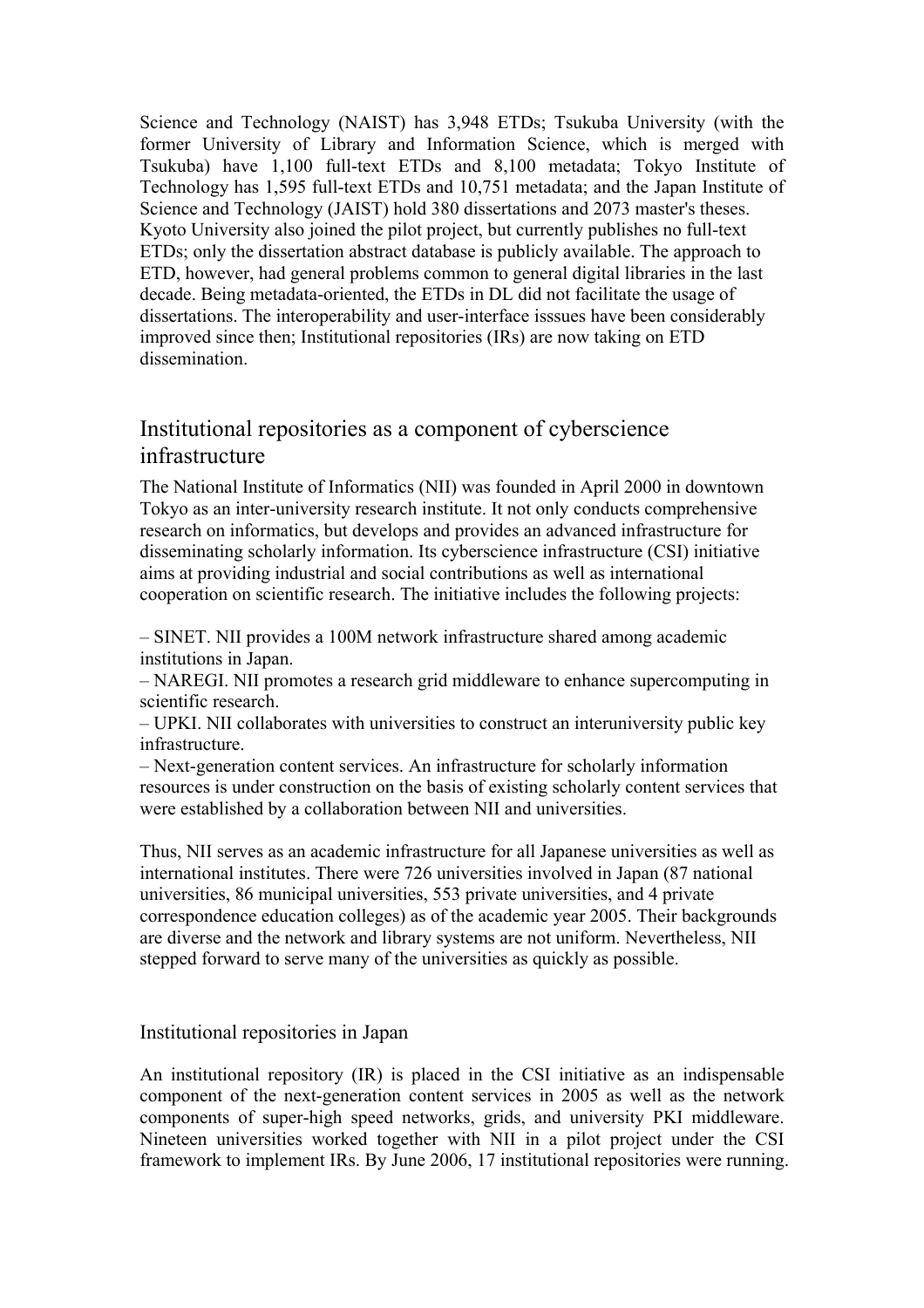Science and Technology (NAIST) has 3,948 ETDs; Tsukuba University (with the former University of Library and Information Science, which is merged with Tsukuba) have 1,100 full-text ETDs and 8,100 metadata; Tokyo Institute of Technology has 1,595 full-text ETDs and 10,751 metadata; and the Japan Institute of Science and Technology (JAIST) hold 380 dissertations and 2073 master's theses. Kyoto University also joined the pilot project, but currently publishes no full-text ETDs; only the dissertation abstract database is publicly available. The approach to ETD, however, had general problems common to general digital libraries in the last decade. Being metadata-oriented, the ETDs in DL did not facilitate the usage of dissertations. The interoperability and user-interface isssues have been considerably improved since then; Institutional repositories (IRs) are now taking on ETD dissemination.

## Institutional repositories as a component of cyberscience infrastructure

The National Institute of Informatics (NII) was founded in April 2000 in downtown Tokyo as an inter-university research institute. It not only conducts comprehensive research on informatics, but develops and provides an advanced infrastructure for disseminating scholarly information. Its cyberscience infrastructure (CSI) initiative aims at providing industrial and social contributions as well as international cooperation on scientific research. The initiative includes the following projects:

– SINET. NII provides a 100M network infrastructure shared among academic institutions in Japan.
– NAREGI. NII promotes a research grid middleware to enhance supercomputing in scientific research.
– UPKI. NII collaborates with universities to construct an interuniversity public key infrastructure.
– Next-generation content services. An infrastructure for scholarly information resources is under construction on the basis of existing scholarly content services that were established by a collaboration between NII and universities.

Thus, NII serves as an academic infrastructure for all Japanese universities as well as international institutes. There were 726 universities involved in Japan (87 national universities, 86 municipal universities, 553 private universities, and 4 private correspondence education colleges) as of the academic year 2005. Their backgrounds are diverse and the network and library systems are not uniform. Nevertheless, NII stepped forward to serve many of the universities as quickly as possible.

### Institutional repositories in Japan

An institutional repository (IR) is placed in the CSI initiative as an indispensable component of the next-generation content services in 2005 as well as the network components of super-high speed networks, grids, and university PKI middleware. Nineteen universities worked together with NII in a pilot project under the CSI framework to implement IRs. By June 2006, 17 institutional repositories were running.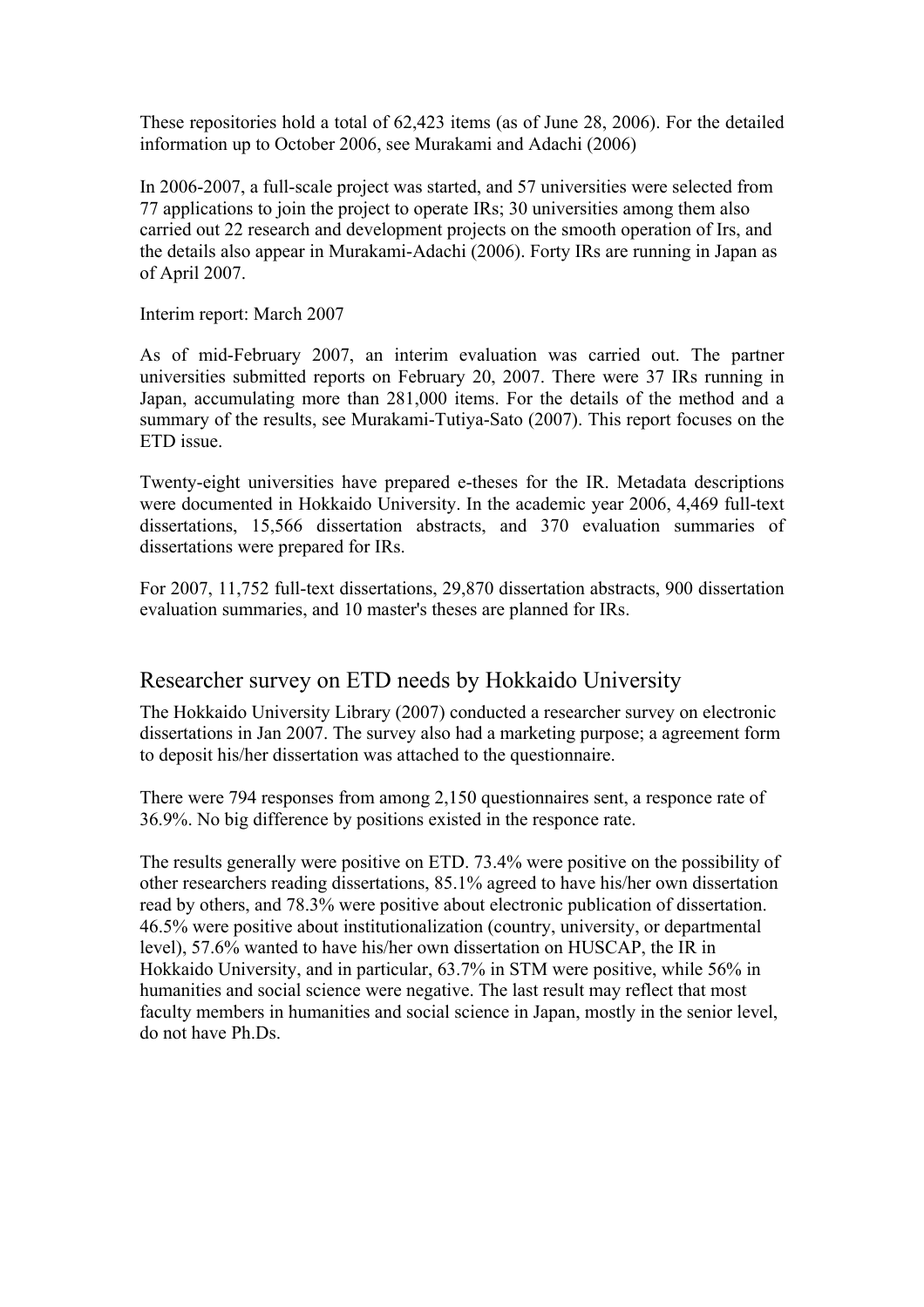These repositories hold a total of 62,423 items (as of June 28, 2006). For the detailed information up to October 2006, see Murakami and Adachi (2006)

In 2006-2007, a full-scale project was started, and 57 universities were selected from 77 applications to join the project to operate IRs; 30 universities among them also carried out 22 research and development projects on the smooth operation of Irs, and the details also appear in Murakami-Adachi (2006). Forty IRs are running in Japan as of April 2007.

Interim report: March 2007

As of mid-February 2007, an interim evaluation was carried out. The partner universities submitted reports on February 20, 2007. There were 37 IRs running in Japan, accumulating more than 281,000 items. For the details of the method and a summary of the results, see Murakami-Tutiya-Sato (2007). This report focuses on the ETD issue.

Twenty-eight universities have prepared e-theses for the IR. Metadata descriptions were documented in Hokkaido University. In the academic year 2006, 4,469 full-text dissertations, 15,566 dissertation abstracts, and 370 evaluation summaries of dissertations were prepared for IRs.

For 2007, 11,752 full-text dissertations, 29,870 dissertation abstracts, 900 dissertation evaluation summaries, and 10 master's theses are planned for IRs.

## Researcher survey on ETD needs by Hokkaido University

The Hokkaido University Library (2007) conducted a researcher survey on electronic dissertations in Jan 2007. The survey also had a marketing purpose; a agreement form to deposit his/her dissertation was attached to the questionnaire.

There were 794 responses from among 2,150 questionnaires sent, a responce rate of 36.9%. No big difference by positions existed in the responce rate.

The results generally were positive on ETD. 73.4% were positive on the possibility of other researchers reading dissertations, 85.1% agreed to have his/her own dissertation read by others, and 78.3% were positive about electronic publication of dissertation. 46.5% were positive about institutionalization (country, university, or departmental level), 57.6% wanted to have his/her own dissertation on HUSCAP, the IR in Hokkaido University, and in particular, 63.7% in STM were positive, while 56% in humanities and social science were negative. The last result may reflect that most faculty members in humanities and social science in Japan, mostly in the senior level, do not have Ph.Ds.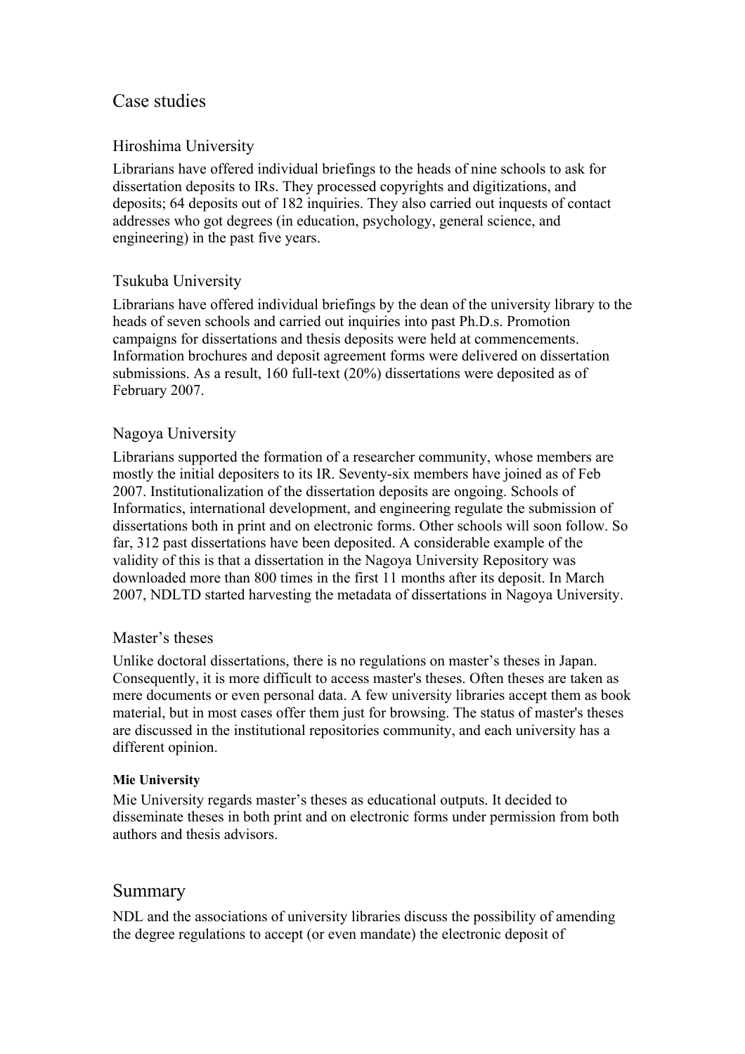## Case studies

### Hiroshima University

Librarians have offered individual briefings to the heads of nine schools to ask for dissertation deposits to IRs. They processed copyrights and digitizations, and deposits; 64 deposits out of 182 inquiries. They also carried out inquests of contact addresses who got degrees (in education, psychology, general science, and engineering) in the past five years.

### Tsukuba University

Librarians have offered individual briefings by the dean of the university library to the heads of seven schools and carried out inquiries into past Ph.D.s. Promotion campaigns for dissertations and thesis deposits were held at commencements. Information brochures and deposit agreement forms were delivered on dissertation submissions. As a result, 160 full-text (20%) dissertations were deposited as of February 2007.

### Nagoya University

Librarians supported the formation of a researcher community, whose members are mostly the initial depositers to its IR. Seventy-six members have joined as of Feb 2007. Institutionalization of the dissertation deposits are ongoing. Schools of Informatics, international development, and engineering regulate the submission of dissertations both in print and on electronic forms. Other schools will soon follow. So far, 312 past dissertations have been deposited. A considerable example of the validity of this is that a dissertation in the Nagoya University Repository was downloaded more than 800 times in the first 11 months after its deposit. In March 2007, NDLTD started harvesting the metadata of dissertations in Nagoya University.

### Master's theses

Unlike doctoral dissertations, there is no regulations on master's theses in Japan. Consequently, it is more difficult to access master's theses. Often theses are taken as mere documents or even personal data. A few university libraries accept them as book material, but in most cases offer them just for browsing. The status of master's theses are discussed in the institutional repositories community, and each university has a different opinion.

#### Mie University

Mie University regards master's theses as educational outputs. It decided to disseminate theses in both print and on electronic forms under permission from both authors and thesis advisors.

## Summary

NDL and the associations of university libraries discuss the possibility of amending the degree regulations to accept (or even mandate) the electronic deposit of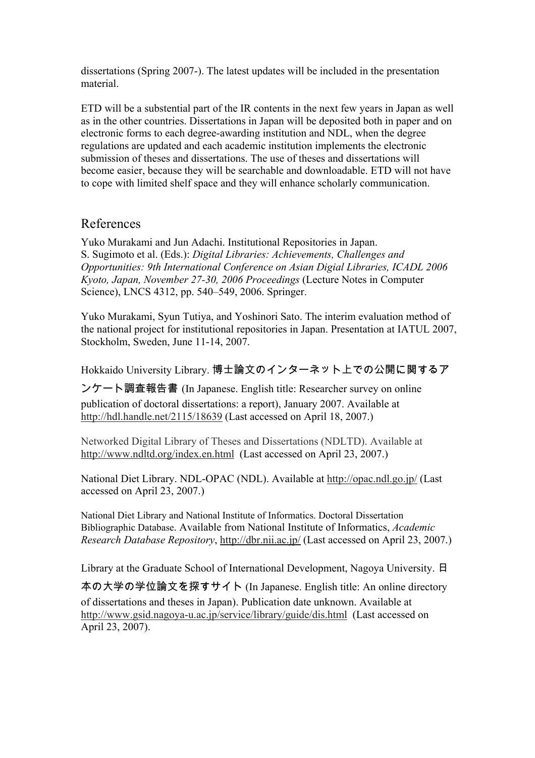dissertations (Spring 2007-). The latest updates will be included in the presentation material.

ETD will be a substential part of the IR contents in the next few years in Japan as well as in the other countries. Dissertations in Japan will be deposited both in paper and on electronic forms to each degree-awarding institution and NDL, when the degree regulations are updated and each academic institution implements the electronic submission of theses and dissertations. The use of theses and dissertations will become easier, because they will be searchable and downloadable. ETD will not have to cope with limited shelf space and they will enhance scholarly communication.

## References

Yuko Murakami and Jun Adachi. Institutional Repositories in Japan. S. Sugimoto et al. (Eds.): *Digital Libraries: Achievements, Challenges and Opportunities: 9th International Conference on Asian Digial Libraries, ICADL 2006 Kyoto, Japan, November 27-30, 2006 Proceedings* (Lecture Notes in Computer Science), LNCS 4312, pp. 540–549, 2006. Springer.

Yuko Murakami, Syun Tutiya, and Yoshinori Sato. The interim evaluation method of the national project for institutional repositories in Japan. Presentation at IATUL 2007, Stockholm, Sweden, June 11-14, 2007.

Hokkaido University Library. 博士論文のインターネット上での公開に関するアンケート調査報告書 (In Japanese. English title: Researcher survey on online publication of doctoral dissertations: a report), January 2007. Available at http://hdl.handle.net/2115/18639 (Last accessed on April 18, 2007.)

Networked Digital Library of Theses and Dissertations (NDLTD). Available at http://www.ndltd.org/index.en.html (Last accessed on April 23, 2007.)

National Diet Library. NDL-OPAC (NDL). Available at http://opac.ndl.go.jp/ (Last accessed on April 23, 2007.)

National Diet Library and National Institute of Informatics. Doctoral Dissertation Bibliographic Database. Available from National Institute of Informatics, *Academic Research Database Repository*, http://dbr.nii.ac.jp/ (Last accessed on April 23, 2007.)

Library at the Graduate School of International Development, Nagoya University. 日本の大学の学位論文を探すサイト (In Japanese. English title: An online directory of dissertations and theses in Japan). Publication date unknown. Available at http://www.gsid.nagoya-u.ac.jp/service/library/guide/dis.html (Last accessed on April 23, 2007).